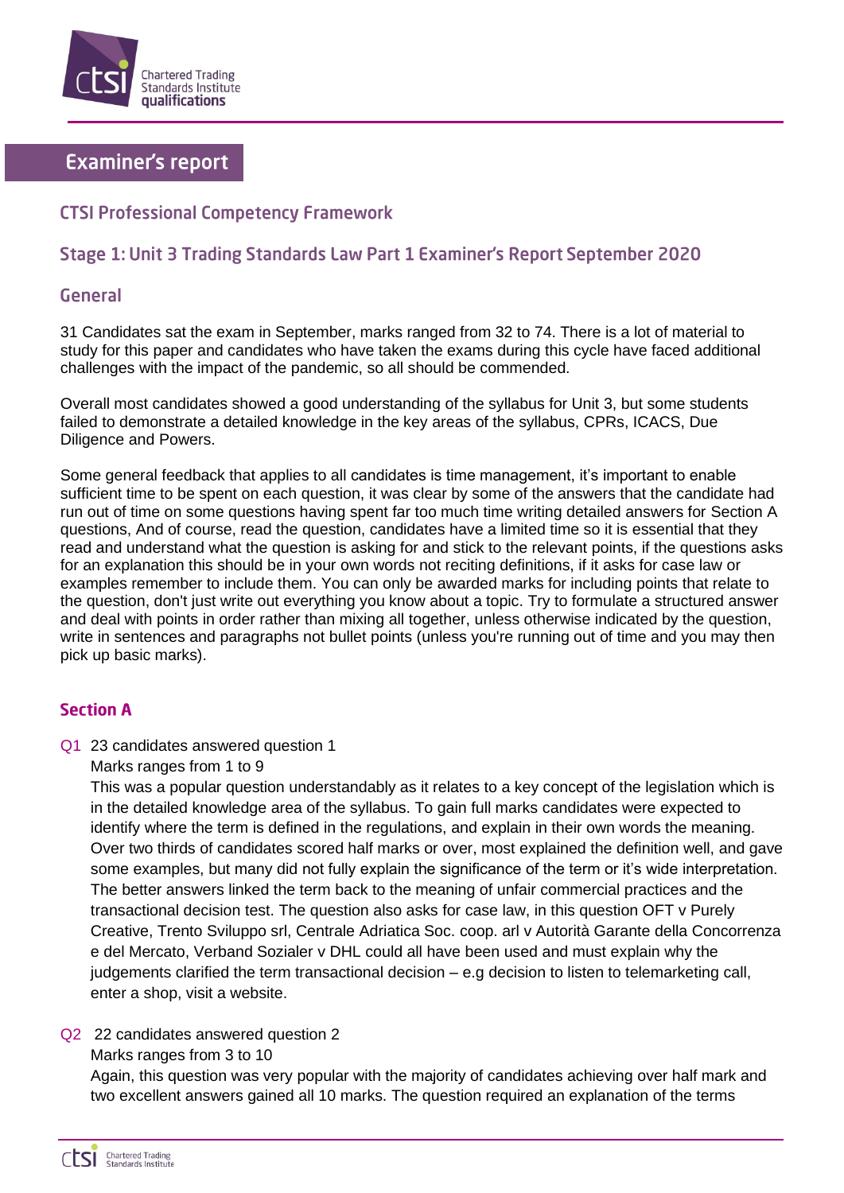# Examiner's report

## CTSI Professional Competency Framework

## Stage 1: Unit 3 Trading Standards Law Part 1 Examiner's Report September 2020

### General

31 Candidates sat the exam in September, marks ranged from 32 to 74. There is a lot of material to study for this paper and candidates who have taken the exams during this cycle have faced additional challenges with the impact of the pandemic, so all should be commended.

Overall most candidates showed a good understanding of the syllabus for Unit 3, but some students failed to demonstrate a detailed knowledge in the key areas of the syllabus, CPRs, ICACS, Due Diligence and Powers.

Some general feedback that applies to all candidates is time management, it's important to enable sufficient time to be spent on each question, it was clear by some of the answers that the candidate had run out of time on some questions having spent far too much time writing detailed answers for Section A questions, And of course, read the question, candidates have a limited time so it is essential that they read and understand what the question is asking for and stick to the relevant points, if the questions asks for an explanation this should be in your own words not reciting definitions, if it asks for case law or examples remember to include them. You can only be awarded marks for including points that relate to the question, don't just write out everything you know about a topic. Try to formulate a structured answer and deal with points in order rather than mixing all together, unless otherwise indicated by the question, write in sentences and paragraphs not bullet points (unless you're running out of time and you may then pick up basic marks).

### Section A

Q1 23 candidates answered question 1

Marks ranges from 1 to 9

This was a popular question understandably as it relates to a key concept of the legislation which is in the detailed knowledge area of the syllabus. To gain full marks candidates were expected to identify where the term is defined in the regulations, and explain in their own words the meaning. Over two thirds of candidates scored half marks or over, most explained the definition well, and gave some examples, but many did not fully explain the significance of the term or it's wide interpretation. The better answers linked the term back to the meaning of unfair commercial practices and the transactional decision test. The question also asks for case law, in this question OFT v Purely Creative, Trento Sviluppo srl, Centrale Adriatica Soc. coop. arl v Autorità Garante della Concorrenza e del Mercato, Verband Sozialer v DHL could all have been used and must explain why the judgements clarified the term transactional decision – e.g decision to listen to telemarketing call, enter a shop, visit a website.

Q2 22 candidates answered question 2

Marks ranges from 3 to 10

Again, this question was very popular with the majority of candidates achieving over half mark and two excellent answers gained all 10 marks. The question required an explanation of the terms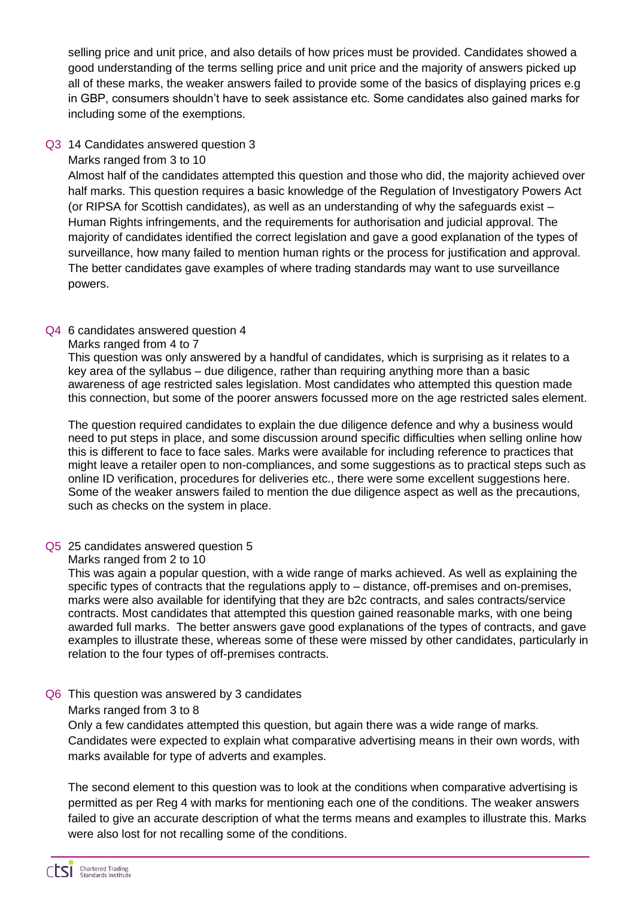selling price and unit price, and also details of how prices must be provided. Candidates showed a good understanding of the terms selling price and unit price and the majority of answers picked up all of these marks, the weaker answers failed to provide some of the basics of displaying prices e.g in GBP, consumers shouldn't have to seek assistance etc. Some candidates also gained marks for including some of the exemptions.

Q3 14 Candidates answered question 3

Marks ranged from 3 to 10

Almost half of the candidates attempted this question and those who did, the majority achieved over half marks. This question requires a basic knowledge of the Regulation of Investigatory Powers Act (or RIPSA for Scottish candidates), as well as an understanding of why the safeguards exist – Human Rights infringements, and the requirements for authorisation and judicial approval. The majority of candidates identified the correct legislation and gave a good explanation of the types of surveillance, how many failed to mention human rights or the process for justification and approval. The better candidates gave examples of where trading standards may want to use surveillance powers.

Q4 6 candidates answered question 4

Marks ranged from 4 to 7

This question was only answered by a handful of candidates, which is surprising as it relates to a key area of the syllabus – due diligence, rather than requiring anything more than a basic awareness of age restricted sales legislation. Most candidates who attempted this question made this connection, but some of the poorer answers focussed more on the age restricted sales element.

The question required candidates to explain the due diligence defence and why a business would need to put steps in place, and some discussion around specific difficulties when selling online how this is different to face to face sales. Marks were available for including reference to practices that might leave a retailer open to non-compliances, and some suggestions as to practical steps such as online ID verification, procedures for deliveries etc., there were some excellent suggestions here. Some of the weaker answers failed to mention the due diligence aspect as well as the precautions, such as checks on the system in place.

Q5 25 candidates answered question 5

Marks ranged from 2 to 10

This was again a popular question, with a wide range of marks achieved. As well as explaining the specific types of contracts that the regulations apply to – distance, off-premises and on-premises, marks were also available for identifying that they are b2c contracts, and sales contracts/service contracts. Most candidates that attempted this question gained reasonable marks, with one being awarded full marks. The better answers gave good explanations of the types of contracts, and gave examples to illustrate these, whereas some of these were missed by other candidates, particularly in relation to the four types of off-premises contracts.

Q6 This question was answered by 3 candidates

Marks ranged from 3 to 8

Only a few candidates attempted this question, but again there was a wide range of marks. Candidates were expected to explain what comparative advertising means in their own words, with marks available for type of adverts and examples.

The second element to this question was to look at the conditions when comparative advertising is permitted as per Reg 4 with marks for mentioning each one of the conditions. The weaker answers failed to give an accurate description of what the terms means and examples to illustrate this. Marks were also lost for not recalling some of the conditions.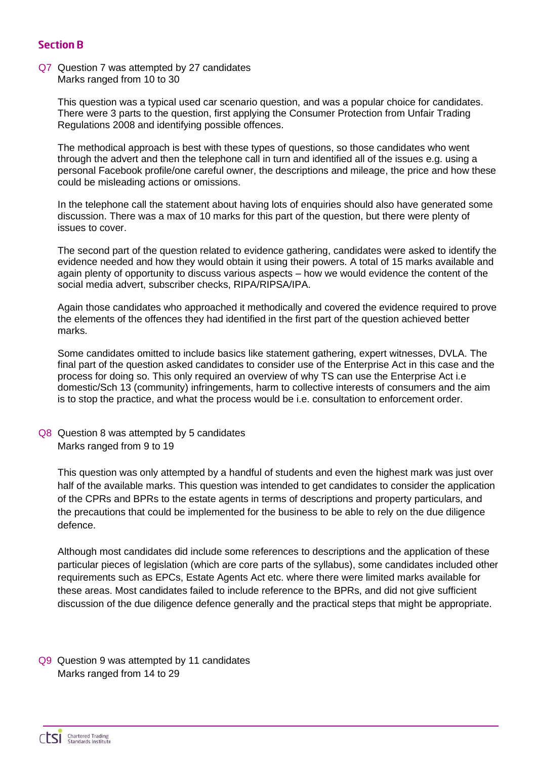## Section B

Q7 Question 7 was attempted by 27 candidates
Marks ranged from 10 to 30

This question was a typical used car scenario question, and was a popular choice for candidates. There were 3 parts to the question, first applying the Consumer Protection from Unfair Trading Regulations 2008 and identifying possible offences.

The methodical approach is best with these types of questions, so those candidates who went through the advert and then the telephone call in turn and identified all of the issues e.g. using a personal Facebook profile/one careful owner, the descriptions and mileage, the price and how these could be misleading actions or omissions.

In the telephone call the statement about having lots of enquiries should also have generated some discussion. There was a max of 10 marks for this part of the question, but there were plenty of issues to cover.

The second part of the question related to evidence gathering, candidates were asked to identify the evidence needed and how they would obtain it using their powers. A total of 15 marks available and again plenty of opportunity to discuss various aspects – how we would evidence the content of the social media advert, subscriber checks, RIPA/RIPSA/IPA.

Again those candidates who approached it methodically and covered the evidence required to prove the elements of the offences they had identified in the first part of the question achieved better marks.

Some candidates omitted to include basics like statement gathering, expert witnesses, DVLA. The final part of the question asked candidates to consider use of the Enterprise Act in this case and the process for doing so. This only required an overview of why TS can use the Enterprise Act i.e domestic/Sch 13 (community) infringements, harm to collective interests of consumers and the aim is to stop the practice, and what the process would be i.e. consultation to enforcement order.

Q8 Question 8 was attempted by 5 candidates
Marks ranged from 9 to 19

This question was only attempted by a handful of students and even the highest mark was just over half of the available marks. This question was intended to get candidates to consider the application of the CPRs and BPRs to the estate agents in terms of descriptions and property particulars, and the precautions that could be implemented for the business to be able to rely on the due diligence defence.

Although most candidates did include some references to descriptions and the application of these particular pieces of legislation (which are core parts of the syllabus), some candidates included other requirements such as EPCs, Estate Agents Act etc. where there were limited marks available for these areas. Most candidates failed to include reference to the BPRs, and did not give sufficient discussion of the due diligence defence generally and the practical steps that might be appropriate.

Q9 Question 9 was attempted by 11 candidates
Marks ranged from 14 to 29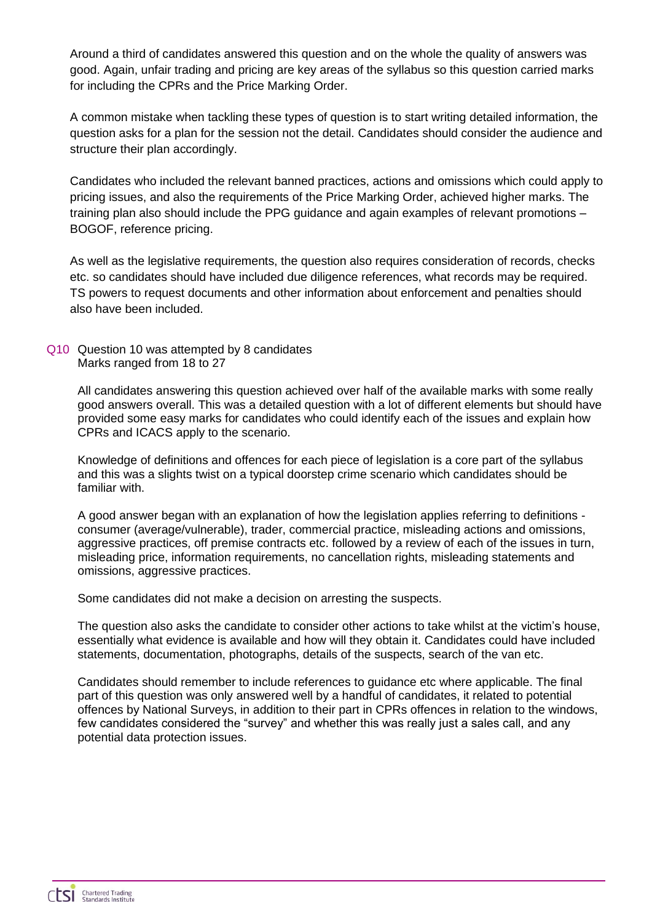Around a third of candidates answered this question and on the whole the quality of answers was good. Again, unfair trading and pricing are key areas of the syllabus so this question carried marks for including the CPRs and the Price Marking Order.

A common mistake when tackling these types of question is to start writing detailed information, the question asks for a plan for the session not the detail. Candidates should consider the audience and structure their plan accordingly.

Candidates who included the relevant banned practices, actions and omissions which could apply to pricing issues, and also the requirements of the Price Marking Order, achieved higher marks. The training plan also should include the PPG guidance and again examples of relevant promotions – BOGOF, reference pricing.

As well as the legislative requirements, the question also requires consideration of records, checks etc. so candidates should have included due diligence references, what records may be required. TS powers to request documents and other information about enforcement and penalties should also have been included.

Q10 Question 10 was attempted by 8 candidates
Marks ranged from 18 to 27

All candidates answering this question achieved over half of the available marks with some really good answers overall. This was a detailed question with a lot of different elements but should have provided some easy marks for candidates who could identify each of the issues and explain how CPRs and ICACS apply to the scenario.

Knowledge of definitions and offences for each piece of legislation is a core part of the syllabus and this was a slights twist on a typical doorstep crime scenario which candidates should be familiar with.

A good answer began with an explanation of how the legislation applies referring to definitions - consumer (average/vulnerable), trader, commercial practice, misleading actions and omissions, aggressive practices, off premise contracts etc. followed by a review of each of the issues in turn, misleading price, information requirements, no cancellation rights, misleading statements and omissions, aggressive practices.

Some candidates did not make a decision on arresting the suspects.

The question also asks the candidate to consider other actions to take whilst at the victim's house, essentially what evidence is available and how will they obtain it. Candidates could have included statements, documentation, photographs, details of the suspects, search of the van etc.

Candidates should remember to include references to guidance etc where applicable. The final part of this question was only answered well by a handful of candidates, it related to potential offences by National Surveys, in addition to their part in CPRs offences in relation to the windows, few candidates considered the "survey" and whether this was really just a sales call, and any potential data protection issues.